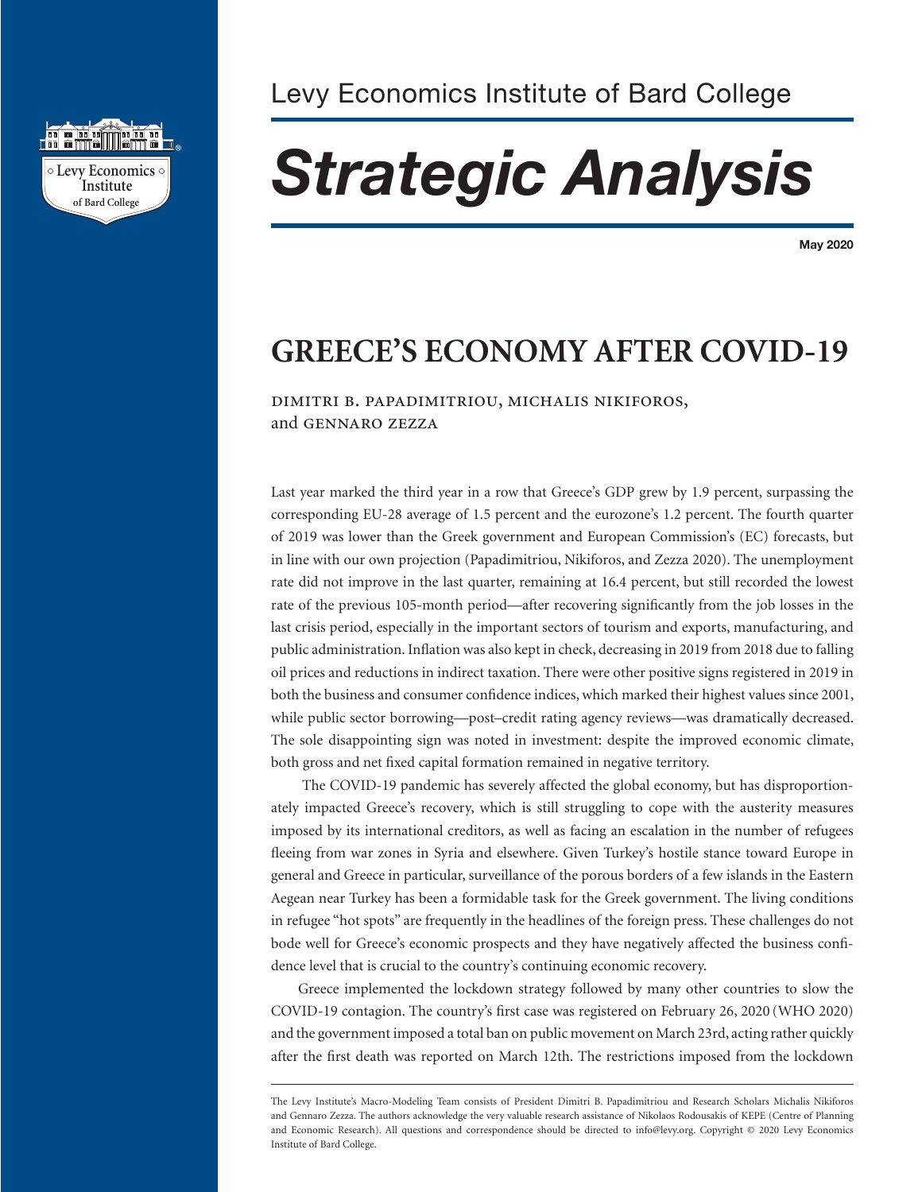Levy Economics Institute of Bard College

# *Strategic Analysis*

**May 2020**

## GREECE'S ECONOMY AFTER COVID-19

DIMITRI B. PAPADIMITRIOU, MICHALIS NIKIFOROS, and GENNARO ZEZZA

Last year marked the third year in a row that Greece's GDP grew by 1.9 percent, surpassing the corresponding EU-28 average of 1.5 percent and the eurozone's 1.2 percent. The fourth quarter of 2019 was lower than the Greek government and European Commission's (EC) forecasts, but in line with our own projection (Papadimitriou, Nikiforos, and Zezza 2020). The unemployment rate did not improve in the last quarter, remaining at 16.4 percent, but still recorded the lowest rate of the previous 105-month period—after recovering significantly from the job losses in the last crisis period, especially in the important sectors of tourism and exports, manufacturing, and public administration. Inflation was also kept in check, decreasing in 2019 from 2018 due to falling oil prices and reductions in indirect taxation. There were other positive signs registered in 2019 in both the business and consumer confidence indices, which marked their highest values since 2001, while public sector borrowing—post–credit rating agency reviews—was dramatically decreased. The sole disappointing sign was noted in investment: despite the improved economic climate, both gross and net fixed capital formation remained in negative territory.

The COVID-19 pandemic has severely affected the global economy, but has disproportionately impacted Greece's recovery, which is still struggling to cope with the austerity measures imposed by its international creditors, as well as facing an escalation in the number of refugees fleeing from war zones in Syria and elsewhere. Given Turkey's hostile stance toward Europe in general and Greece in particular, surveillance of the porous borders of a few islands in the Eastern Aegean near Turkey has been a formidable task for the Greek government. The living conditions in refugee "hot spots" are frequently in the headlines of the foreign press. These challenges do not bode well for Greece's economic prospects and they have negatively affected the business confidence level that is crucial to the country's continuing economic recovery.

Greece implemented the lockdown strategy followed by many other countries to slow the COVID-19 contagion. The country's first case was registered on February 26, 2020 (WHO 2020) and the government imposed a total ban on public movement on March 23rd, acting rather quickly after the first death was reported on March 12th. The restrictions imposed from the lockdown

---

The Levy Institute's Macro-Modeling Team consists of President Dimitri B. Papadimitriou and Research Scholars Michalis Nikiforos and Gennaro Zezza. The authors acknowledge the very valuable research assistance of Nikolaos Rodousakis of KEPE (Centre of Planning and Economic Research). All questions and correspondence should be directed to info@levy.org. Copyright © 2020 Levy Economics Institute of Bard College.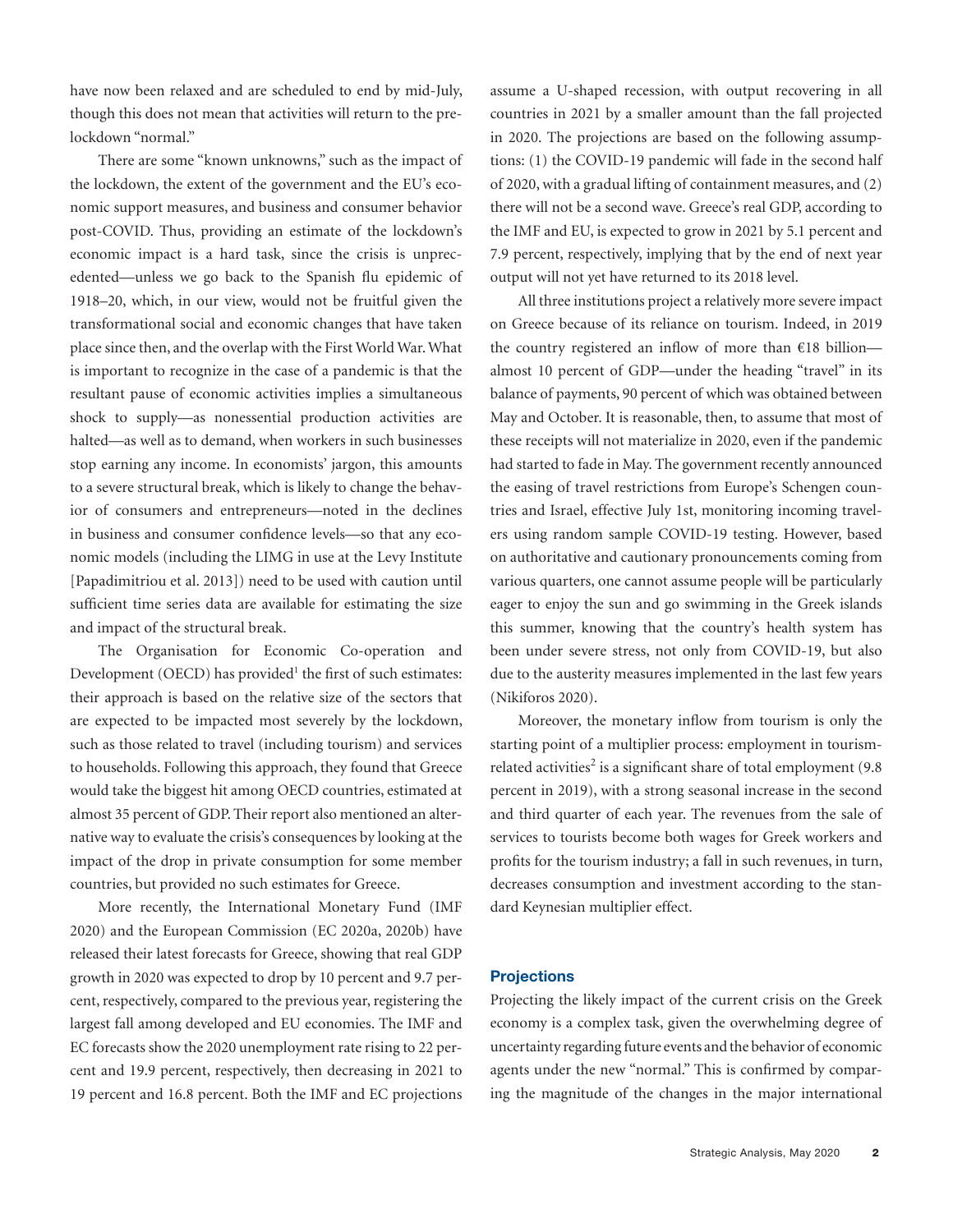have now been relaxed and are scheduled to end by mid-July, though this does not mean that activities will return to the pre-lockdown "normal."

There are some "known unknowns," such as the impact of the lockdown, the extent of the government and the EU's economic support measures, and business and consumer behavior post-COVID. Thus, providing an estimate of the lockdown's economic impact is a hard task, since the crisis is unprecedented—unless we go back to the Spanish flu epidemic of 1918–20, which, in our view, would not be fruitful given the transformational social and economic changes that have taken place since then, and the overlap with the First World War. What is important to recognize in the case of a pandemic is that the resultant pause of economic activities implies a simultaneous shock to supply—as nonessential production activities are halted—as well as to demand, when workers in such businesses stop earning any income. In economists' jargon, this amounts to a severe structural break, which is likely to change the behavior of consumers and entrepreneurs—noted in the declines in business and consumer confidence levels—so that any economic models (including the LIMG in use at the Levy Institute [Papadimitriou et al. 2013]) need to be used with caution until sufficient time series data are available for estimating the size and impact of the structural break.

The Organisation for Economic Co-operation and Development (OECD) has provided[1] the first of such estimates: their approach is based on the relative size of the sectors that are expected to be impacted most severely by the lockdown, such as those related to travel (including tourism) and services to households. Following this approach, they found that Greece would take the biggest hit among OECD countries, estimated at almost 35 percent of GDP. Their report also mentioned an alternative way to evaluate the crisis's consequences by looking at the impact of the drop in private consumption for some member countries, but provided no such estimates for Greece.

More recently, the International Monetary Fund (IMF 2020) and the European Commission (EC 2020a, 2020b) have released their latest forecasts for Greece, showing that real GDP growth in 2020 was expected to drop by 10 percent and 9.7 percent, respectively, compared to the previous year, registering the largest fall among developed and EU economies. The IMF and EC forecasts show the 2020 unemployment rate rising to 22 percent and 19.9 percent, respectively, then decreasing in 2021 to 19 percent and 16.8 percent. Both the IMF and EC projections assume a U-shaped recession, with output recovering in all countries in 2021 by a smaller amount than the fall projected in 2020. The projections are based on the following assumptions: (1) the COVID-19 pandemic will fade in the second half of 2020, with a gradual lifting of containment measures, and (2) there will not be a second wave. Greece's real GDP, according to the IMF and EU, is expected to grow in 2021 by 5.1 percent and 7.9 percent, respectively, implying that by the end of next year output will not yet have returned to its 2018 level.

All three institutions project a relatively more severe impact on Greece because of its reliance on tourism. Indeed, in 2019 the country registered an inflow of more than €18 billion—almost 10 percent of GDP—under the heading "travel" in its balance of payments, 90 percent of which was obtained between May and October. It is reasonable, then, to assume that most of these receipts will not materialize in 2020, even if the pandemic had started to fade in May. The government recently announced the easing of travel restrictions from Europe's Schengen countries and Israel, effective July 1st, monitoring incoming travelers using random sample COVID-19 testing. However, based on authoritative and cautionary pronouncements coming from various quarters, one cannot assume people will be particularly eager to enjoy the sun and go swimming in the Greek islands this summer, knowing that the country's health system has been under severe stress, not only from COVID-19, but also due to the austerity measures implemented in the last few years (Nikiforos 2020).

Moreover, the monetary inflow from tourism is only the starting point of a multiplier process: employment in tourism-related activities[2] is a significant share of total employment (9.8 percent in 2019), with a strong seasonal increase in the second and third quarter of each year. The revenues from the sale of services to tourists become both wages for Greek workers and profits for the tourism industry; a fall in such revenues, in turn, decreases consumption and investment according to the standard Keynesian multiplier effect.

## Projections

Projecting the likely impact of the current crisis on the Greek economy is a complex task, given the overwhelming degree of uncertainty regarding future events and the behavior of economic agents under the new "normal." This is confirmed by comparing the magnitude of the changes in the major international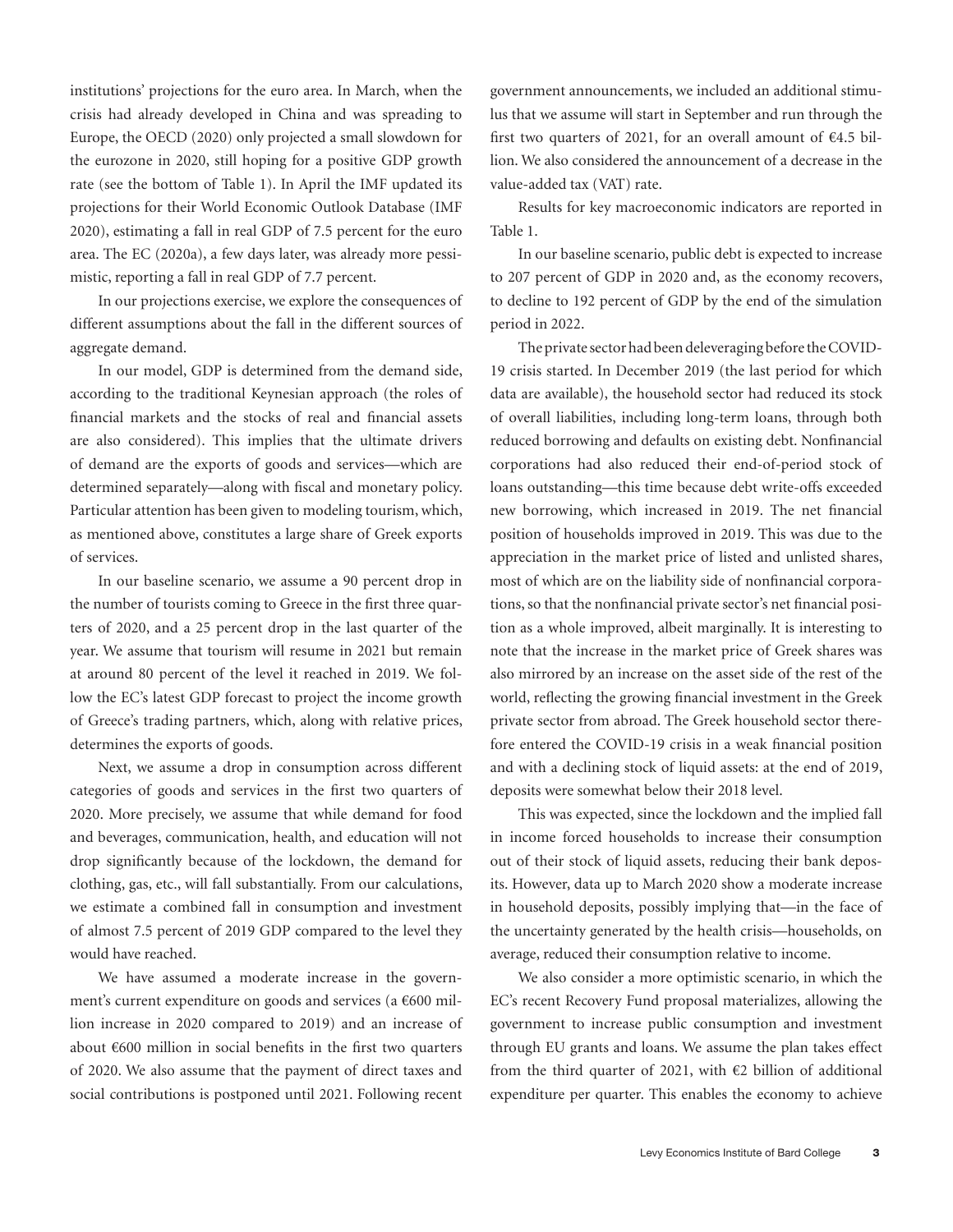institutions' projections for the euro area. In March, when the crisis had already developed in China and was spreading to Europe, the OECD (2020) only projected a small slowdown for the eurozone in 2020, still hoping for a positive GDP growth rate (see the bottom of Table 1). In April the IMF updated its projections for their World Economic Outlook Database (IMF 2020), estimating a fall in real GDP of 7.5 percent for the euro area. The EC (2020a), a few days later, was already more pessimistic, reporting a fall in real GDP of 7.7 percent.

In our projections exercise, we explore the consequences of different assumptions about the fall in the different sources of aggregate demand.

In our model, GDP is determined from the demand side, according to the traditional Keynesian approach (the roles of financial markets and the stocks of real and financial assets are also considered). This implies that the ultimate drivers of demand are the exports of goods and services—which are determined separately—along with fiscal and monetary policy. Particular attention has been given to modeling tourism, which, as mentioned above, constitutes a large share of Greek exports of services.

In our baseline scenario, we assume a 90 percent drop in the number of tourists coming to Greece in the first three quarters of 2020, and a 25 percent drop in the last quarter of the year. We assume that tourism will resume in 2021 but remain at around 80 percent of the level it reached in 2019. We follow the EC's latest GDP forecast to project the income growth of Greece's trading partners, which, along with relative prices, determines the exports of goods.

Next, we assume a drop in consumption across different categories of goods and services in the first two quarters of 2020. More precisely, we assume that while demand for food and beverages, communication, health, and education will not drop significantly because of the lockdown, the demand for clothing, gas, etc., will fall substantially. From our calculations, we estimate a combined fall in consumption and investment of almost 7.5 percent of 2019 GDP compared to the level they would have reached.

We have assumed a moderate increase in the government's current expenditure on goods and services (a €600 million increase in 2020 compared to 2019) and an increase of about €600 million in social benefits in the first two quarters of 2020. We also assume that the payment of direct taxes and social contributions is postponed until 2021. Following recent government announcements, we included an additional stimulus that we assume will start in September and run through the first two quarters of 2021, for an overall amount of €4.5 billion. We also considered the announcement of a decrease in the value-added tax (VAT) rate.

Results for key macroeconomic indicators are reported in Table 1.

In our baseline scenario, public debt is expected to increase to 207 percent of GDP in 2020 and, as the economy recovers, to decline to 192 percent of GDP by the end of the simulation period in 2022.

The private sector had been deleveraging before the COVID-19 crisis started. In December 2019 (the last period for which data are available), the household sector had reduced its stock of overall liabilities, including long-term loans, through both reduced borrowing and defaults on existing debt. Nonfinancial corporations had also reduced their end-of-period stock of loans outstanding—this time because debt write-offs exceeded new borrowing, which increased in 2019. The net financial position of households improved in 2019. This was due to the appreciation in the market price of listed and unlisted shares, most of which are on the liability side of nonfinancial corporations, so that the nonfinancial private sector's net financial position as a whole improved, albeit marginally. It is interesting to note that the increase in the market price of Greek shares was also mirrored by an increase on the asset side of the rest of the world, reflecting the growing financial investment in the Greek private sector from abroad. The Greek household sector therefore entered the COVID-19 crisis in a weak financial position and with a declining stock of liquid assets: at the end of 2019, deposits were somewhat below their 2018 level.

This was expected, since the lockdown and the implied fall in income forced households to increase their consumption out of their stock of liquid assets, reducing their bank deposits. However, data up to March 2020 show a moderate increase in household deposits, possibly implying that—in the face of the uncertainty generated by the health crisis—households, on average, reduced their consumption relative to income.

We also consider a more optimistic scenario, in which the EC's recent Recovery Fund proposal materializes, allowing the government to increase public consumption and investment through EU grants and loans. We assume the plan takes effect from the third quarter of 2021, with €2 billion of additional expenditure per quarter. This enables the economy to achieve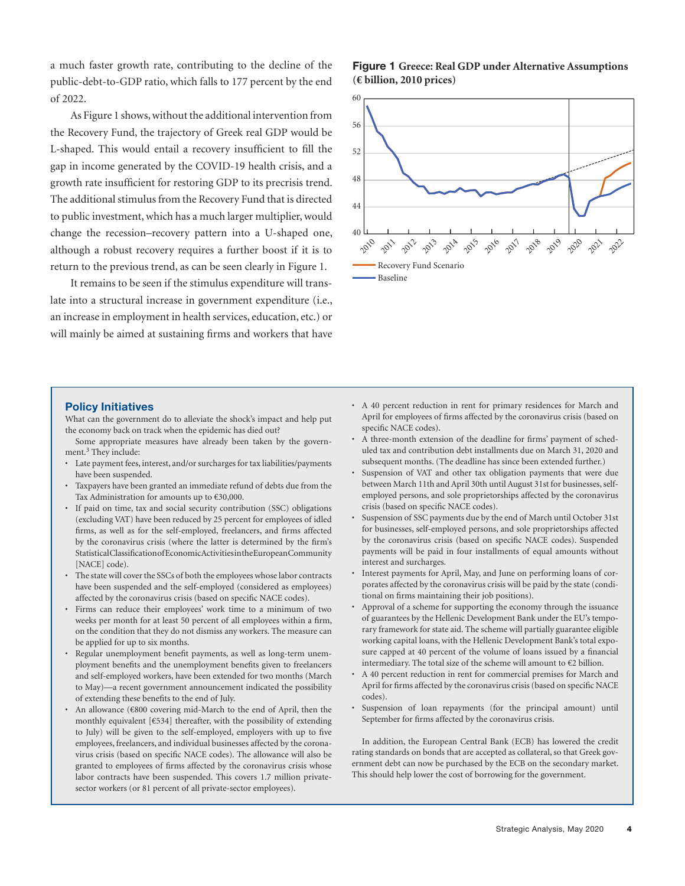a much faster growth rate, contributing to the decline of the public-debt-to-GDP ratio, which falls to 177 percent by the end of 2022.

As Figure 1 shows, without the additional intervention from the Recovery Fund, the trajectory of Greek real GDP would be L-shaped. This would entail a recovery insufficient to fill the gap in income generated by the COVID-19 health crisis, and a growth rate insufficient for restoring GDP to its precrisis trend. The additional stimulus from the Recovery Fund that is directed to public investment, which has a much larger multiplier, would change the recession–recovery pattern into a U-shaped one, although a robust recovery requires a further boost if it is to return to the previous trend, as can be seen clearly in Figure 1.

It remains to be seen if the stimulus expenditure will translate into a structural increase in government expenditure (i.e., an increase in employment in health services, education, etc.) or will mainly be aimed at sustaining firms and workers that have

**Figure 1** Greece: Real GDP under Alternative Assumptions (€ billion, 2010 prices)

## Policy Initiatives

What can the government do to alleviate the shock's impact and help put the economy back on track when the epidemic has died out?

Some appropriate measures have already been taken by the government.[3] They include:

- Late payment fees, interest, and/or surcharges for tax liabilities/payments have been suspended.
- Taxpayers have been granted an immediate refund of debts due from the Tax Administration for amounts up to €30,000.
- If paid on time, tax and social security contribution (SSC) obligations (excluding VAT) have been reduced by 25 percent for employees of idled firms, as well as for the self-employed, freelancers, and firms affected by the coronavirus crisis (where the latter is determined by the firm's Statistical Classification of Economic Activities in the European Community [NACE] code).
- The state will cover the SSCs of both the employees whose labor contracts have been suspended and the self-employed (considered as employees) affected by the coronavirus crisis (based on specific NACE codes).
- Firms can reduce their employees' work time to a minimum of two weeks per month for at least 50 percent of all employees within a firm, on the condition that they do not dismiss any workers. The measure can be applied for up to six months.
- Regular unemployment benefit payments, as well as long-term unemployment benefits and the unemployment benefits given to freelancers and self-employed workers, have been extended for two months (March to May)—a recent government announcement indicated the possibility of extending these benefits to the end of July.
- An allowance (€800 covering mid-March to the end of April, then the monthly equivalent [€534] thereafter, with the possibility of extending to July) will be given to the self-employed, employers with up to five employees, freelancers, and individual businesses affected by the coronavirus crisis (based on specific NACE codes). The allowance will also be granted to employees of firms affected by the coronavirus crisis whose labor contracts have been suspended. This covers 1.7 million private-sector workers (or 81 percent of all private-sector employees).
- A 40 percent reduction in rent for primary residences for March and April for employees of firms affected by the coronavirus crisis (based on specific NACE codes).
- A three-month extension of the deadline for firms' payment of scheduled tax and contribution debt installments due on March 31, 2020 and subsequent months. (The deadline has since been extended further.)
- Suspension of VAT and other tax obligation payments that were due between March 11th and April 30th until August 31st for businesses, self-employed persons, and sole proprietorships affected by the coronavirus crisis (based on specific NACE codes).
- Suspension of SSC payments due by the end of March until October 31st for businesses, self-employed persons, and sole proprietorships affected by the coronavirus crisis (based on specific NACE codes). Suspended payments will be paid in four installments of equal amounts without interest and surcharges.
- Interest payments for April, May, and June on performing loans of corporates affected by the coronavirus crisis will be paid by the state (conditional on firms maintaining their job positions).
- Approval of a scheme for supporting the economy through the issuance of guarantees by the Hellenic Development Bank under the EU's temporary framework for state aid. The scheme will partially guarantee eligible working capital loans, with the Hellenic Development Bank's total exposure capped at 40 percent of the volume of loans issued by a financial intermediary. The total size of the scheme will amount to €2 billion.
- A 40 percent reduction in rent for commercial premises for March and April for firms affected by the coronavirus crisis (based on specific NACE codes).
- Suspension of loan repayments (for the principal amount) until September for firms affected by the coronavirus crisis.

In addition, the European Central Bank (ECB) has lowered the credit rating standards on bonds that are accepted as collateral, so that Greek government debt can now be purchased by the ECB on the secondary market. This should help lower the cost of borrowing for the government.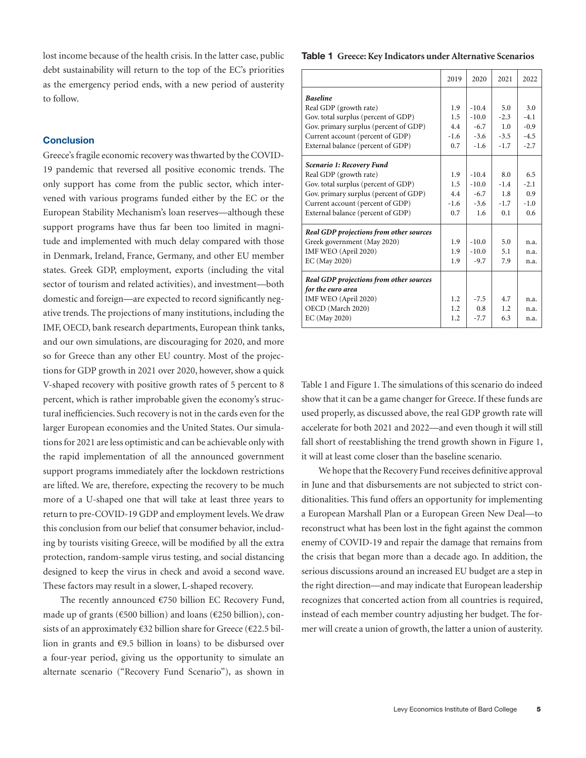lost income because of the health crisis. In the latter case, public debt sustainability will return to the top of the EC's priorities as the emergency period ends, with a new period of austerity to follow.

## Conclusion

Greece's fragile economic recovery was thwarted by the COVID-19 pandemic that reversed all positive economic trends. The only support has come from the public sector, which intervened with various programs funded either by the EC or the European Stability Mechanism's loan reserves—although these support programs have thus far been too limited in magnitude and implemented with much delay compared with those in Denmark, Ireland, France, Germany, and other EU member states. Greek GDP, employment, exports (including the vital sector of tourism and related activities), and investment—both domestic and foreign—are expected to record significantly negative trends. The projections of many institutions, including the IMF, OECD, bank research departments, European think tanks, and our own simulations, are discouraging for 2020, and more so for Greece than any other EU country. Most of the projections for GDP growth in 2021 over 2020, however, show a quick V-shaped recovery with positive growth rates of 5 percent to 8 percent, which is rather improbable given the economy's structural inefficiencies. Such recovery is not in the cards even for the larger European economies and the United States. Our simulations for 2021 are less optimistic and can be achievable only with the rapid implementation of all the announced government support programs immediately after the lockdown restrictions are lifted. We are, therefore, expecting the recovery to be much more of a U-shaped one that will take at least three years to return to pre-COVID-19 GDP and employment levels. We draw this conclusion from our belief that consumer behavior, including by tourists visiting Greece, will be modified by all the extra protection, random-sample virus testing, and social distancing designed to keep the virus in check and avoid a second wave. These factors may result in a slower, L-shaped recovery.

The recently announced €750 billion EC Recovery Fund, made up of grants (€500 billion) and loans (€250 billion), consists of an approximately €32 billion share for Greece (€22.5 billion in grants and €9.5 billion in loans) to be disbursed over a four-year period, giving us the opportunity to simulate an alternate scenario ("Recovery Fund Scenario"), as shown in Table 1 and Figure 1. The simulations of this scenario do indeed show that it can be a game changer for Greece. If these funds are used properly, as discussed above, the real GDP growth rate will accelerate for both 2021 and 2022—and even though it will still fall short of reestablishing the trend growth shown in Figure 1, it will at least come closer than the baseline scenario.

We hope that the Recovery Fund receives definitive approval in June and that disbursements are not subjected to strict conditionalities. This fund offers an opportunity for implementing a European Marshall Plan or a European Green New Deal—to reconstruct what has been lost in the fight against the common enemy of COVID-19 and repair the damage that remains from the crisis that began more than a decade ago. In addition, the serious discussions around an increased EU budget are a step in the right direction—and may indicate that European leadership recognizes that concerted action from all countries is required, instead of each member country adjusting her budget. The former will create a union of growth, the latter a union of austerity.

**Table 1 Greece: Key Indicators under Alternative Scenarios**

| | 2019 | 2020 | 2021 | 2022 |
|---|---|---|---|---|
| ***Baseline*** | | | | |
| Real GDP (growth rate) | 1.9 | -10.4 | 5.0 | 3.0 |
| Gov. total surplus (percent of GDP) | 1.5 | -10.0 | -2.3 | -4.1 |
| Gov. primary surplus (percent of GDP) | 4.4 | -6.7 | 1.0 | -0.9 |
| Current account (percent of GDP) | -1.6 | -3.6 | -3.5 | -4.5 |
| External balance (percent of GDP) | 0.7 | -1.6 | -1.7 | -2.7 |
| ***Scenario 1: Recovery Fund*** | | | | |
| Real GDP (growth rate) | 1.9 | -10.4 | 8.0 | 6.5 |
| Gov. total surplus (percent of GDP) | 1.5 | -10.0 | -1.4 | -2.1 |
| Gov. primary surplus (percent of GDP) | 4.4 | -6.7 | 1.8 | 0.9 |
| Current account (percent of GDP) | -1.6 | -3.6 | -1.7 | -1.0 |
| External balance (percent of GDP) | 0.7 | 1.6 | 0.1 | 0.6 |
| ***Real GDP projections from other sources*** | | | | |
| Greek government (May 2020) | 1.9 | -10.0 | 5.0 | n.a. |
| IMF WEO (April 2020) | 1.9 | -10.0 | 5.1 | n.a. |
| EC (May 2020) | 1.9 | -9.7 | 7.9 | n.a. |
| ***Real GDP projections from other sources for the euro area*** | | | | |
| IMF WEO (April 2020) | 1.2 | -7.5 | 4.7 | n.a. |
| OECD (March 2020) | 1.2 | 0.8 | 1.2 | n.a. |
| EC (May 2020) | 1.2 | -7.7 | 6.3 | n.a. |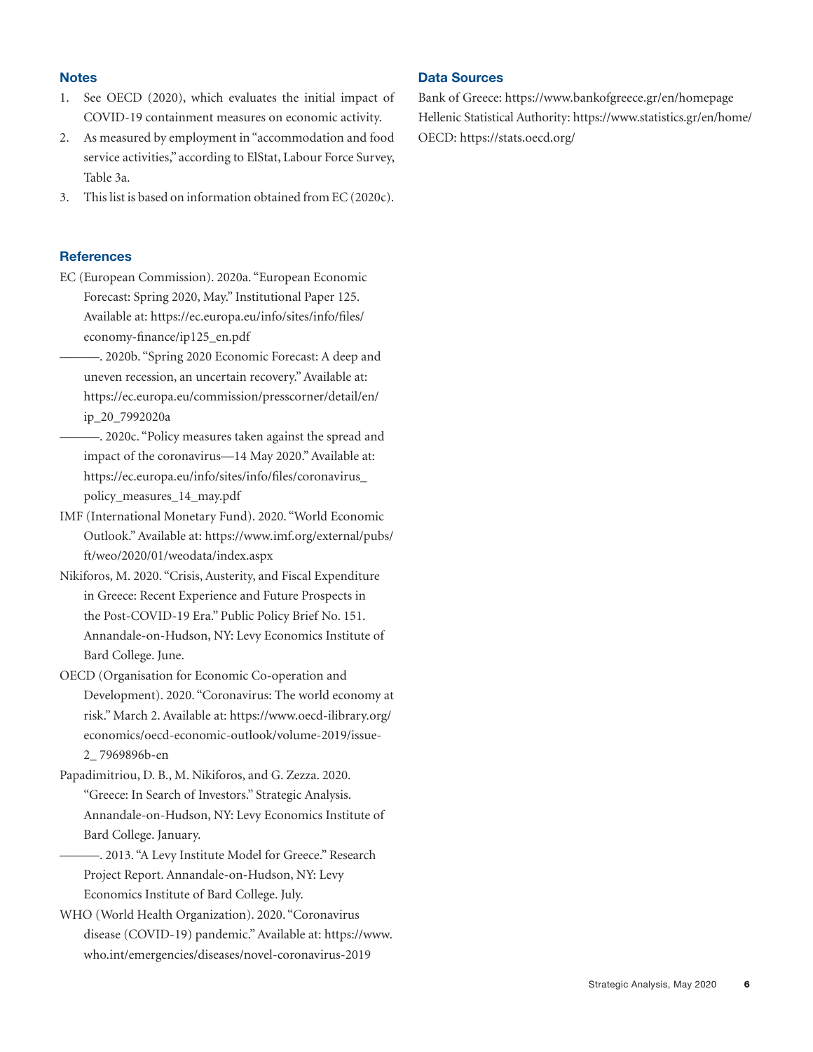## Notes

1. See OECD (2020), which evaluates the initial impact of COVID-19 containment measures on economic activity.
2. As measured by employment in "accommodation and food service activities," according to ElStat, Labour Force Survey, Table 3a.
3. This list is based on information obtained from EC (2020c).

## References

EC (European Commission). 2020a. "European Economic Forecast: Spring 2020, May." Institutional Paper 125. Available at: https://ec.europa.eu/info/sites/info/files/economy-finance/ip125_en.pdf

———. 2020b. "Spring 2020 Economic Forecast: A deep and uneven recession, an uncertain recovery." Available at: https://ec.europa.eu/commission/presscorner/detail/en/ip_20_7992020a

———. 2020c. "Policy measures taken against the spread and impact of the coronavirus—14 May 2020." Available at: https://ec.europa.eu/info/sites/info/files/coronavirus_policy_measures_14_may.pdf

IMF (International Monetary Fund). 2020. "World Economic Outlook." Available at: https://www.imf.org/external/pubs/ft/weo/2020/01/weodata/index.aspx

Nikiforos, M. 2020. "Crisis, Austerity, and Fiscal Expenditure in Greece: Recent Experience and Future Prospects in the Post-COVID-19 Era." Public Policy Brief No. 151. Annandale-on-Hudson, NY: Levy Economics Institute of Bard College. June.

OECD (Organisation for Economic Co-operation and Development). 2020. "Coronavirus: The world economy at risk." March 2. Available at: https://www.oecd-ilibrary.org/economics/oecd-economic-outlook/volume-2019/issue-2_ 7969896b-en

Papadimitriou, D. B., M. Nikiforos, and G. Zezza. 2020. "Greece: In Search of Investors." Strategic Analysis. Annandale-on-Hudson, NY: Levy Economics Institute of Bard College. January.

———. 2013. "A Levy Institute Model for Greece." Research Project Report. Annandale-on-Hudson, NY: Levy Economics Institute of Bard College. July.

WHO (World Health Organization). 2020. "Coronavirus disease (COVID-19) pandemic." Available at: https://www.who.int/emergencies/diseases/novel-coronavirus-2019

## Data Sources

Bank of Greece: https://www.bankofgreece.gr/en/homepage
Hellenic Statistical Authority: https://www.statistics.gr/en/home/
OECD: https://stats.oecd.org/